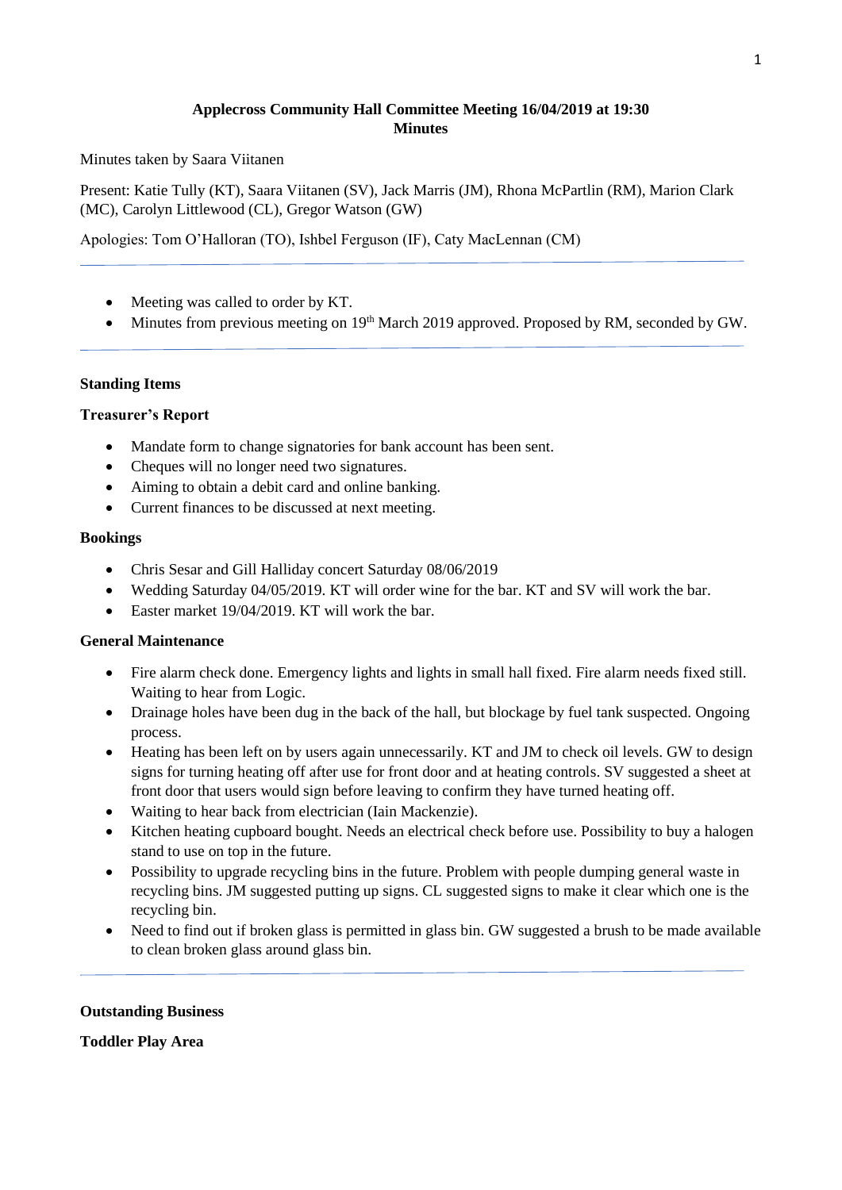**Applecross Community Hall Committee Meeting 16/04/2019 at 19:30**
**Minutes**

Minutes taken by Saara Viitanen

Present: Katie Tully (KT), Saara Viitanen (SV), Jack Marris (JM), Rhona McPartlin (RM), Marion Clark (MC), Carolyn Littlewood (CL), Gregor Watson (GW)

Apologies: Tom O'Halloran (TO), Ishbel Ferguson (IF), Caty MacLennan (CM)

---

- Meeting was called to order by KT.
- Minutes from previous meeting on 19th March 2019 approved. Proposed by RM, seconded by GW.

---

**Standing Items**

**Treasurer's Report**

- Mandate form to change signatories for bank account has been sent.
- Cheques will no longer need two signatures.
- Aiming to obtain a debit card and online banking.
- Current finances to be discussed at next meeting.

**Bookings**

- Chris Sesar and Gill Halliday concert Saturday 08/06/2019
- Wedding Saturday 04/05/2019. KT will order wine for the bar. KT and SV will work the bar.
- Easter market 19/04/2019. KT will work the bar.

**General Maintenance**

- Fire alarm check done. Emergency lights and lights in small hall fixed. Fire alarm needs fixed still. Waiting to hear from Logic.
- Drainage holes have been dug in the back of the hall, but blockage by fuel tank suspected. Ongoing process.
- Heating has been left on by users again unnecessarily. KT and JM to check oil levels. GW to design signs for turning heating off after use for front door and at heating controls. SV suggested a sheet at front door that users would sign before leaving to confirm they have turned heating off.
- Waiting to hear back from electrician (Iain Mackenzie).
- Kitchen heating cupboard bought. Needs an electrical check before use. Possibility to buy a halogen stand to use on top in the future.
- Possibility to upgrade recycling bins in the future. Problem with people dumping general waste in recycling bins. JM suggested putting up signs. CL suggested signs to make it clear which one is the recycling bin.
- Need to find out if broken glass is permitted in glass bin. GW suggested a brush to be made available to clean broken glass around glass bin.

---

**Outstanding Business**

**Toddler Play Area**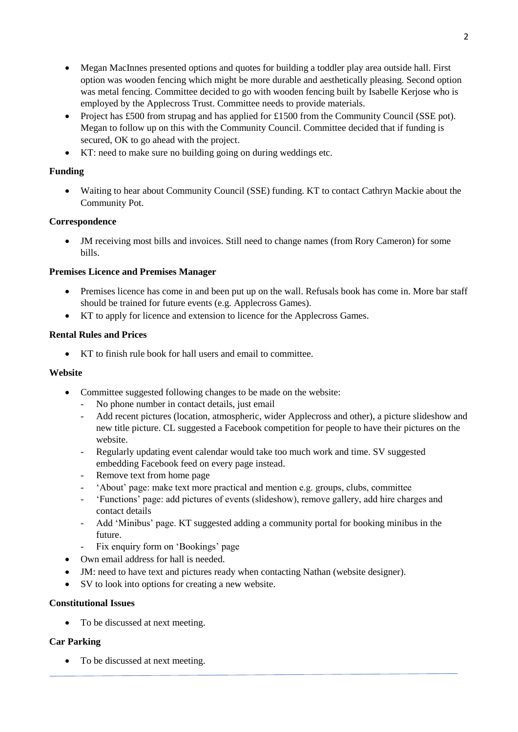- Megan MacInnes presented options and quotes for building a toddler play area outside hall. First option was wooden fencing which might be more durable and aesthetically pleasing. Second option was metal fencing. Committee decided to go with wooden fencing built by Isabelle Kerjose who is employed by the Applecross Trust. Committee needs to provide materials.
- Project has £500 from strupag and has applied for £1500 from the Community Council (SSE pot). Megan to follow up on this with the Community Council. Committee decided that if funding is secured, OK to go ahead with the project.
- KT: need to make sure no building going on during weddings etc.

**Funding**

- Waiting to hear about Community Council (SSE) funding. KT to contact Cathryn Mackie about the Community Pot.

**Correspondence**

- JM receiving most bills and invoices. Still need to change names (from Rory Cameron) for some bills.

**Premises Licence and Premises Manager**

- Premises licence has come in and been put up on the wall. Refusals book has come in. More bar staff should be trained for future events (e.g. Applecross Games).
- KT to apply for licence and extension to licence for the Applecross Games.

**Rental Rules and Prices**

- KT to finish rule book for hall users and email to committee.

**Website**

- Committee suggested following changes to be made on the website:
  - No phone number in contact details, just email
  - Add recent pictures (location, atmospheric, wider Applecross and other), a picture slideshow and new title picture. CL suggested a Facebook competition for people to have their pictures on the website.
  - Regularly updating event calendar would take too much work and time. SV suggested embedding Facebook feed on every page instead.
  - Remove text from home page
  - 'About' page: make text more practical and mention e.g. groups, clubs, committee
  - 'Functions' page: add pictures of events (slideshow), remove gallery, add hire charges and contact details
  - Add 'Minibus' page. KT suggested adding a community portal for booking minibus in the future.
  - Fix enquiry form on 'Bookings' page
- Own email address for hall is needed.
- JM: need to have text and pictures ready when contacting Nathan (website designer).
- SV to look into options for creating a new website.

**Constitutional Issues**

- To be discussed at next meeting.

**Car Parking**

- To be discussed at next meeting.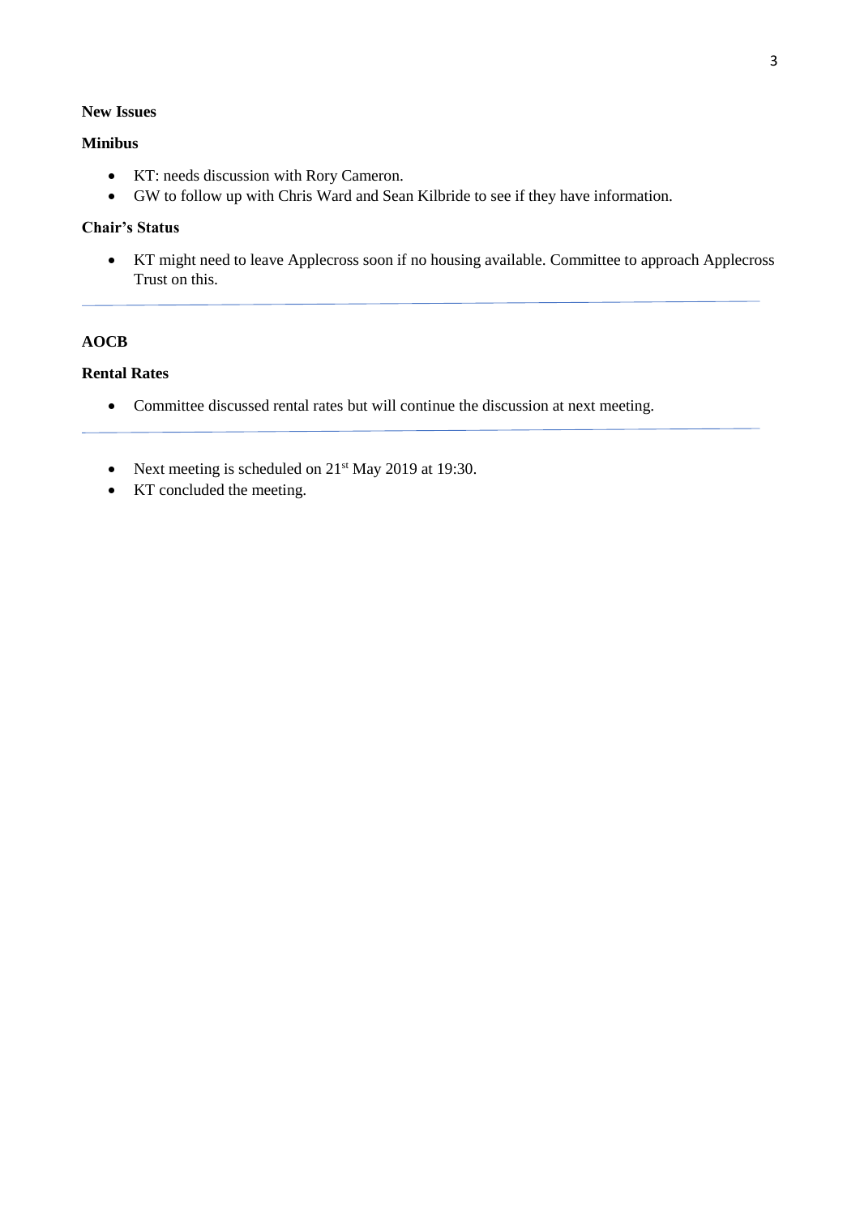**New Issues**

**Minibus**

- KT: needs discussion with Rory Cameron.
- GW to follow up with Chris Ward and Sean Kilbride to see if they have information.

**Chair's Status**

- KT might need to leave Applecross soon if no housing available. Committee to approach Applecross Trust on this.

---

**AOCB**

**Rental Rates**

- Committee discussed rental rates but will continue the discussion at next meeting.

---

- Next meeting is scheduled on 21st May 2019 at 19:30.
- KT concluded the meeting.